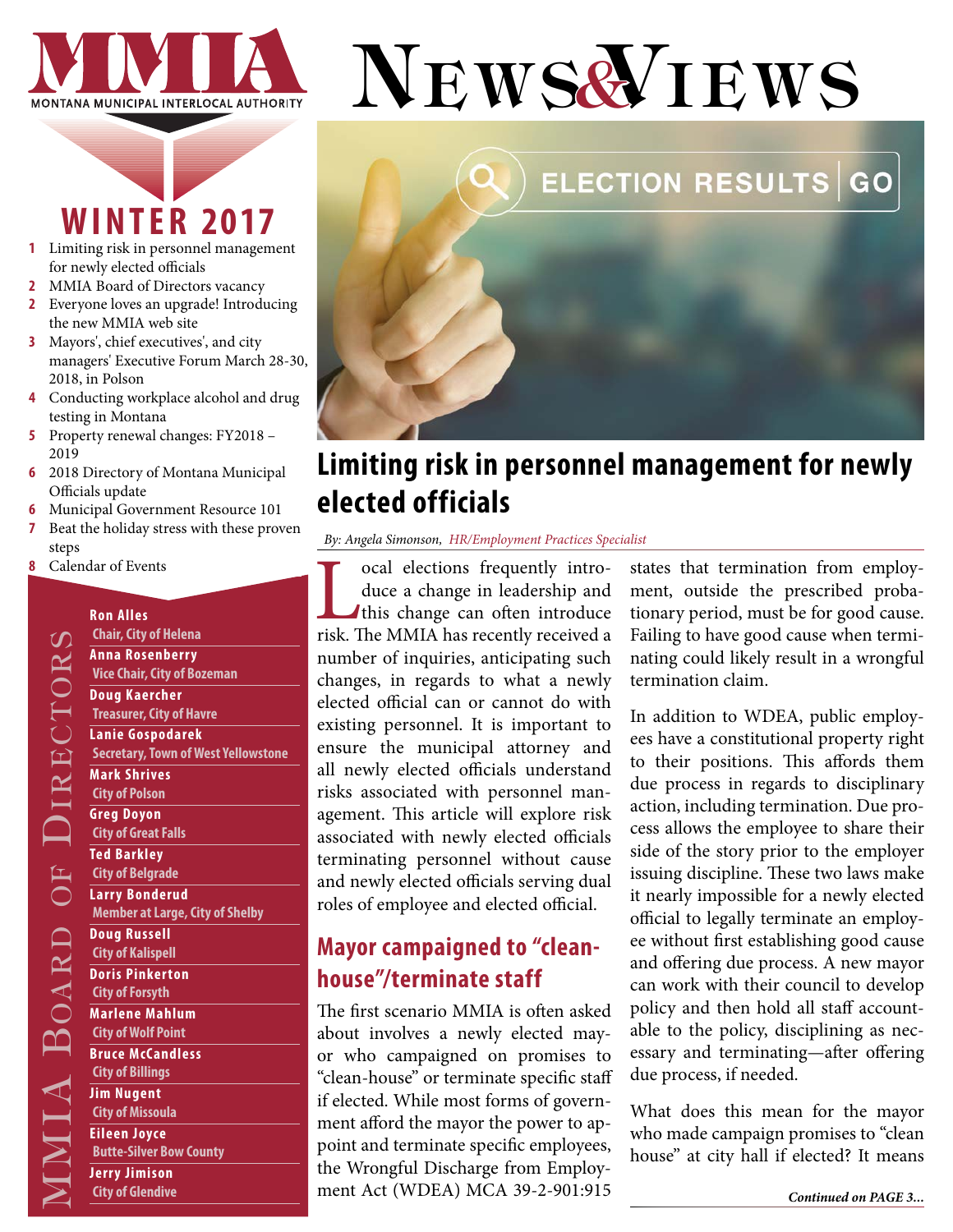# MMIA

MONTANA MUNICIPAL INTERLOCAL AUTHORITY

# News&Views

## WINTER 2017

- **1** Limiting risk in personnel management for newly elected officials
- **2** MMIA Board of Directors vacancy
- **2** Everyone loves an upgrade! Introducing the new MMIA web site
- **3** Mayors', chief executives', and city managers' Executive Forum March 28-30, 2018, in Polson
- **4** Conducting workplace alcohol and drug testing in Montana
- **5** Property renewal changes: FY2018 – 2019
- **6** 2018 Directory of Montana Municipal Officials update
- **6** Municipal Government Resource 101
- **7** Beat the holiday stress with these proven steps
- **8** Calendar of Events

### MMIA Board of Directors

**Ron Alles**
Chair, City of Helena

**Anna Rosenberry**
Vice Chair, City of Bozeman

**Doug Kaercher**
Treasurer, City of Havre

**Lanie Gospodarek**
Secretary, Town of West Yellowstone

**Mark Shrives**
City of Polson

**Greg Doyon**
City of Great Falls

**Ted Barkley**
City of Belgrade

**Larry Bonderud**
Member at Large, City of Shelby

**Doug Russell**
City of Kalispell

**Doris Pinkerton**
City of Forsyth

**Marlene Mahlum**
City of Wolf Point

**Bruce McCandless**
City of Billings

**Jim Nugent**
City of Missoula

**Eileen Joyce**
Butte-Silver Bow County

**Jerry Jimison**
City of Glendive

ELECTION RESULTS | GO

## Limiting risk in personnel management for newly elected officials

*By: Angela Simonson, HR/Employment Practices Specialist*

Local elections frequently introduce a change in leadership and this change can often introduce risk. The MMIA has recently received a number of inquiries, anticipating such changes, in regards to what a newly elected official can or cannot do with existing personnel. It is important to ensure the municipal attorney and all newly elected officials understand risks associated with personnel management. This article will explore risk associated with newly elected officials terminating personnel without cause and newly elected officials serving dual roles of employee and elected official.

### Mayor campaigned to "clean-house"/terminate staff

The first scenario MMIA is often asked about involves a newly elected mayor who campaigned on promises to "clean-house" or terminate specific staff if elected. While most forms of government afford the mayor the power to appoint and terminate specific employees, the Wrongful Discharge from Employment Act (WDEA) MCA 39-2-901:915 states that termination from employment, outside the prescribed probationary period, must be for good cause. Failing to have good cause when terminating could likely result in a wrongful termination claim.

In addition to WDEA, public employees have a constitutional property right to their positions. This affords them due process in regards to disciplinary action, including termination. Due process allows the employee to share their side of the story prior to the employer issuing discipline. These two laws make it nearly impossible for a newly elected official to legally terminate an employee without first establishing good cause and offering due process. A new mayor can work with their council to develop policy and then hold all staff accountable to the policy, disciplining as necessary and terminating—after offering due process, if needed.

What does this mean for the mayor who made campaign promises to "clean house" at city hall if elected? It means

*Continued on PAGE 3...*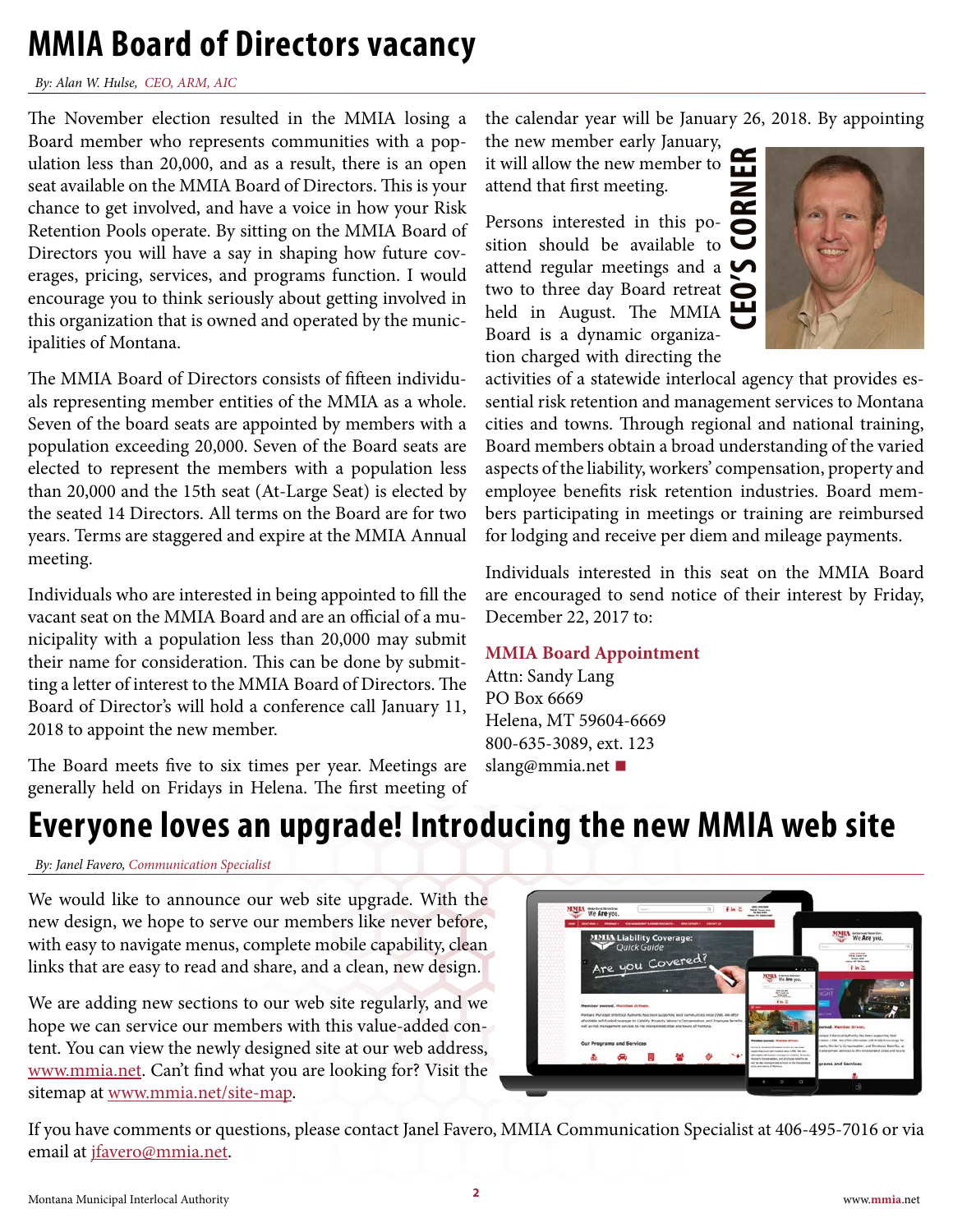# MMIA Board of Directors vacancy

*By: Alan W. Hulse, CEO, ARM, AIC*

The November election resulted in the MMIA losing a Board member who represents communities with a population less than 20,000, and as a result, there is an open seat available on the MMIA Board of Directors. This is your chance to get involved, and have a voice in how your Risk Retention Pools operate. By sitting on the MMIA Board of Directors you will have a say in shaping how future coverages, pricing, services, and programs function. I would encourage you to think seriously about getting involved in this organization that is owned and operated by the municipalities of Montana.

The MMIA Board of Directors consists of fifteen individuals representing member entities of the MMIA as a whole. Seven of the board seats are appointed by members with a population exceeding 20,000. Seven of the Board seats are elected to represent the members with a population less than 20,000 and the 15th seat (At-Large Seat) is elected by the seated 14 Directors. All terms on the Board are for two years. Terms are staggered and expire at the MMIA Annual meeting.

Individuals who are interested in being appointed to fill the vacant seat on the MMIA Board and are an official of a municipality with a population less than 20,000 may submit their name for consideration. This can be done by submitting a letter of interest to the MMIA Board of Directors. The Board of Director's will hold a conference call January 11, 2018 to appoint the new member.

The Board meets five to six times per year. Meetings are generally held on Fridays in Helena. The first meeting of the calendar year will be January 26, 2018. By appointing the new member early January, it will allow the new member to attend that first meeting.

**CEO'S CORNER**

Persons interested in this position should be available to attend regular meetings and a two to three day Board retreat held in August. The MMIA Board is a dynamic organization charged with directing the activities of a statewide interlocal agency that provides essential risk retention and management services to Montana cities and towns. Through regional and national training, Board members obtain a broad understanding of the varied aspects of the liability, workers' compensation, property and employee benefits risk retention industries. Board members participating in meetings or training are reimbursed for lodging and receive per diem and mileage payments.

Individuals interested in this seat on the MMIA Board are encouraged to send notice of their interest by Friday, December 22, 2017 to:

**MMIA Board Appointment**
Attn: Sandy Lang
PO Box 6669
Helena, MT 59604-6669
800-635-3089, ext. 123
slang@mmia.net

# Everyone loves an upgrade! Introducing the new MMIA web site

*By: Janel Favero, Communication Specialist*

We would like to announce our web site upgrade. With the new design, we hope to serve our members like never before, with easy to navigate menus, complete mobile capability, clean links that are easy to read and share, and a clean, new design.

We are adding new sections to our web site regularly, and we hope we can service our members with this value-added content. You can view the newly designed site at our web address, www.mmia.net. Can't find what you are looking for? Visit the sitemap at www.mmia.net/site-map.

If you have comments or questions, please contact Janel Favero, MMIA Communication Specialist at 406-495-7016 or via email at jfavero@mmia.net.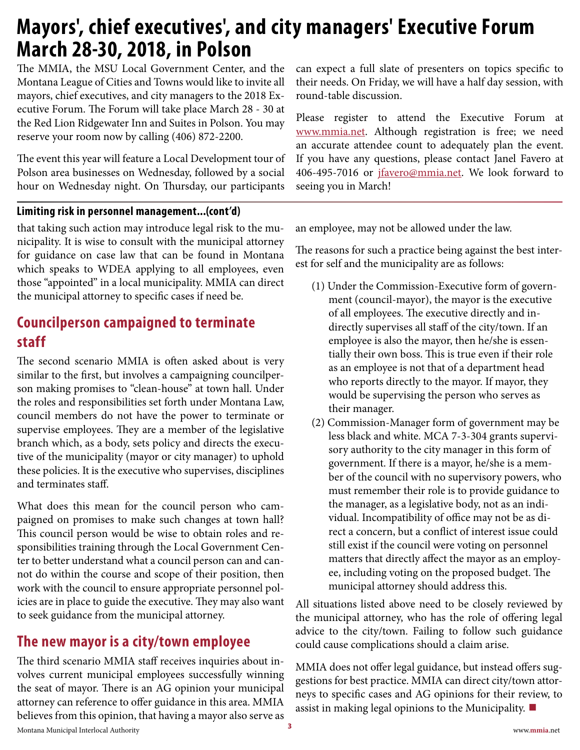# Mayors', chief executives', and city managers' Executive Forum March 28-30, 2018, in Polson

The MMIA, the MSU Local Government Center, and the Montana League of Cities and Towns would like to invite all mayors, chief executives, and city managers to the 2018 Executive Forum. The Forum will take place March 28 - 30 at the Red Lion Ridgewater Inn and Suites in Polson. You may reserve your room now by calling (406) 872-2200.

The event this year will feature a Local Development tour of Polson area businesses on Wednesday, followed by a social hour on Wednesday night. On Thursday, our participants can expect a full slate of presenters on topics specific to their needs. On Friday, we will have a half day session, with round-table discussion.

Please register to attend the Executive Forum at www.mmia.net. Although registration is free; we need an accurate attendee count to adequately plan the event. If you have any questions, please contact Janel Favero at 406-495-7016 or jfavero@mmia.net. We look forward to seeing you in March!

**Limiting risk in personnel management...(cont'd)**

that taking such action may introduce legal risk to the municipality. It is wise to consult with the municipal attorney for guidance on case law that can be found in Montana which speaks to WDEA applying to all employees, even those "appointed" in a local municipality. MMIA can direct the municipal attorney to specific cases if need be.

## Councilperson campaigned to terminate staff

The second scenario MMIA is often asked about is very similar to the first, but involves a campaigning councilperson making promises to "clean-house" at town hall. Under the roles and responsibilities set forth under Montana Law, council members do not have the power to terminate or supervise employees. They are a member of the legislative branch which, as a body, sets policy and directs the executive of the municipality (mayor or city manager) to uphold these policies. It is the executive who supervises, disciplines and terminates staff.

What does this mean for the council person who campaigned on promises to make such changes at town hall? This council person would be wise to obtain roles and responsibilities training through the Local Government Center to better understand what a council person can and cannot do within the course and scope of their position, then work with the council to ensure appropriate personnel policies are in place to guide the executive. They may also want to seek guidance from the municipal attorney.

## The new mayor is a city/town employee

The third scenario MMIA staff receives inquiries about involves current municipal employees successfully winning the seat of mayor. There is an AG opinion your municipal attorney can reference to offer guidance in this area. MMIA believes from this opinion, that having a mayor also serve as an employee, may not be allowed under the law.

The reasons for such a practice being against the best interest for self and the municipality are as follows:

(1) Under the Commission-Executive form of government (council-mayor), the mayor is the executive of all employees. The executive directly and indirectly supervises all staff of the city/town. If an employee is also the mayor, then he/she is essentially their own boss. This is true even if their role as an employee is not that of a department head who reports directly to the mayor. If mayor, they would be supervising the person who serves as their manager.

(2) Commission-Manager form of government may be less black and white. MCA 7-3-304 grants supervisory authority to the city manager in this form of government. If there is a mayor, he/she is a member of the council with no supervisory powers, who must remember their role is to provide guidance to the manager, as a legislative body, not as an individual. Incompatibility of office may not be as direct a concern, but a conflict of interest issue could still exist if the council were voting on personnel matters that directly affect the mayor as an employee, including voting on the proposed budget. The municipal attorney should address this.

All situations listed above need to be closely reviewed by the municipal attorney, who has the role of offering legal advice to the city/town. Failing to follow such guidance could cause complications should a claim arise.

MMIA does not offer legal guidance, but instead offers suggestions for best practice. MMIA can direct city/town attorneys to specific cases and AG opinions for their review, to assist in making legal opinions to the Municipality. ■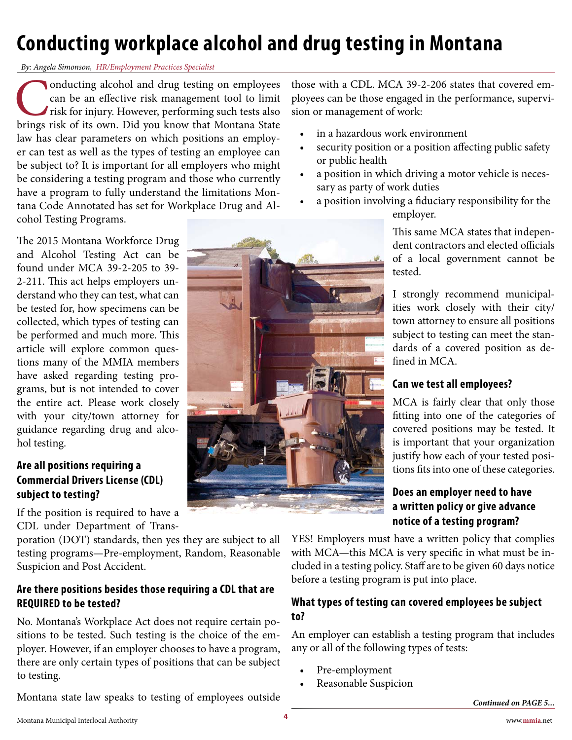# Conducting workplace alcohol and drug testing in Montana

*By: Angela Simonson, HR/Employment Practices Specialist*

Conducting alcohol and drug testing on employees can be an effective risk management tool to limit risk for injury. However, performing such tests also brings risk of its own. Did you know that Montana State law has clear parameters on which positions an employer can test as well as the types of testing an employee can be subject to? It is important for all employers who might be considering a testing program and those who currently have a program to fully understand the limitations Montana Code Annotated has set for Workplace Drug and Alcohol Testing Programs.

The 2015 Montana Workforce Drug and Alcohol Testing Act can be found under MCA 39-2-205 to 39-2-211. This act helps employers understand who they can test, what can be tested for, how specimens can be collected, which types of testing can be performed and much more. This article will explore common questions many of the MMIA members have asked regarding testing programs, but is not intended to cover the entire act. Please work closely with your city/town attorney for guidance regarding drug and alcohol testing.

### Are all positions requiring a Commercial Drivers License (CDL) subject to testing?

If the position is required to have a CDL under Department of Transporation (DOT) standards, then yes they are subject to all testing programs—Pre-employment, Random, Reasonable Suspicion and Post Accident.

### Are there positions besides those requiring a CDL that are REQUIRED to be tested?

No. Montana's Workplace Act does not require certain positions to be tested. Such testing is the choice of the employer. However, if an employer chooses to have a program, there are only certain types of positions that can be subject to testing.

Montana state law speaks to testing of employees outside those with a CDL. MCA 39-2-206 states that covered employees can be those engaged in the performance, supervision or management of work:

- in a hazardous work environment
- security position or a position affecting public safety or public health
- a position in which driving a motor vehicle is necessary as party of work duties
- a position involving a fiduciary responsibility for the employer.

This same MCA states that independent contractors and elected officials of a local government cannot be tested.

I strongly recommend municipalities work closely with their city/town attorney to ensure all positions subject to testing can meet the standards of a covered position as defined in MCA.

### Can we test all employees?

MCA is fairly clear that only those fitting into one of the categories of covered positions may be tested. It is important that your organization justify how each of your tested positions fits into one of these categories.

### Does an employer need to have a written policy or give advance notice of a testing program?

YES! Employers must have a written policy that complies with MCA—this MCA is very specific in what must be included in a testing policy. Staff are to be given 60 days notice before a testing program is put into place.

### What types of testing can covered employees be subject to?

An employer can establish a testing program that includes any or all of the following types of tests:

- Pre-employment
- Reasonable Suspicion

***Continued on PAGE 5...***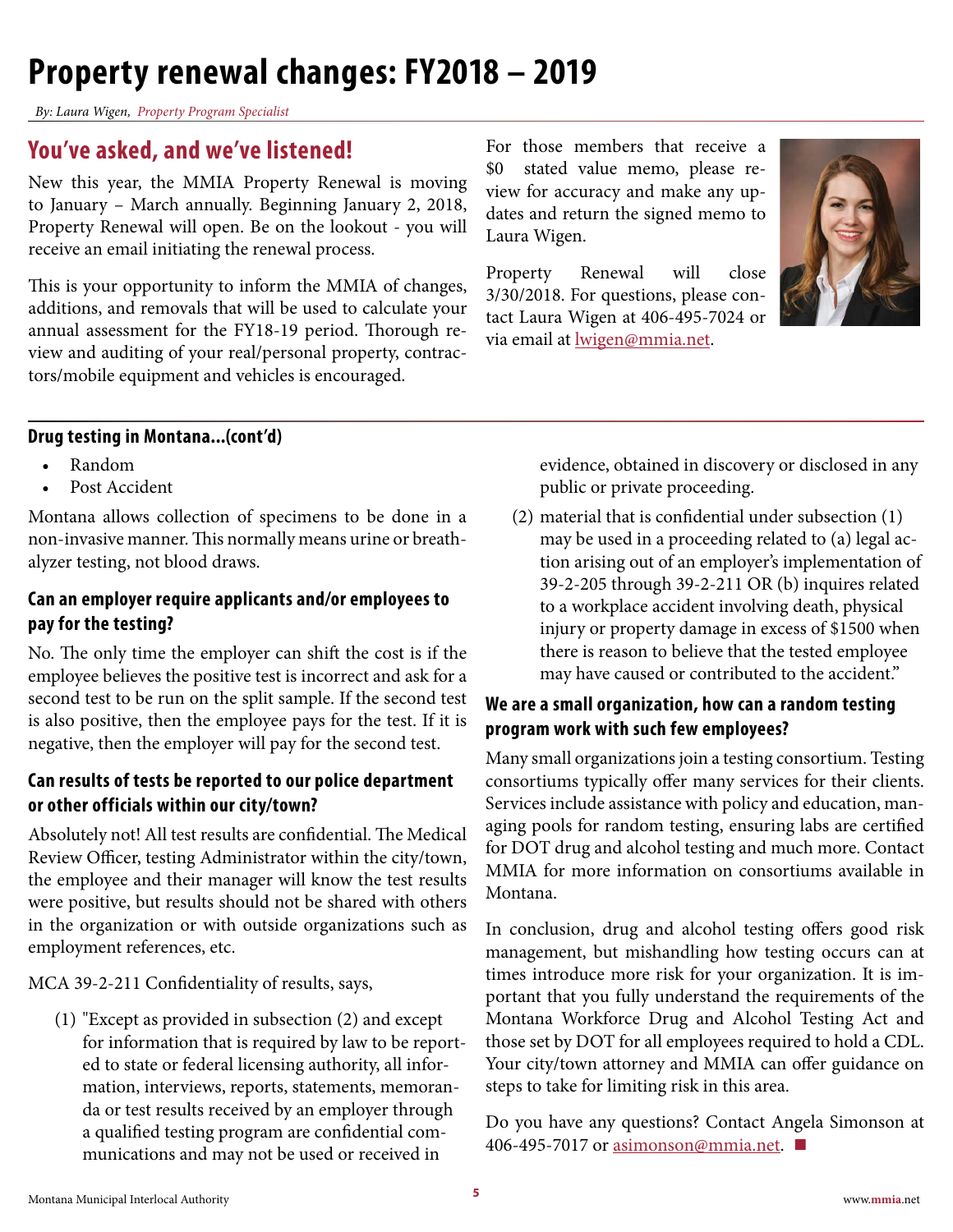# Property renewal changes: FY2018 – 2019

*By: Laura Wigen, Property Program Specialist*

## You've asked, and we've listened!

New this year, the MMIA Property Renewal is moving to January – March annually. Beginning January 2, 2018, Property Renewal will open. Be on the lookout - you will receive an email initiating the renewal process.

This is your opportunity to inform the MMIA of changes, additions, and removals that will be used to calculate your annual assessment for the FY18-19 period. Thorough review and auditing of your real/personal property, contractors/mobile equipment and vehicles is encouraged.

For those members that receive a $0 stated value memo, please review for accuracy and make any updates and return the signed memo to Laura Wigen.

Property Renewal will close 3/30/2018. For questions, please contact Laura Wigen at 406-495-7024 or via email at lwigen@mmia.net.

---

### Drug testing in Montana...(cont'd)

- Random
- Post Accident

Montana allows collection of specimens to be done in a non-invasive manner. This normally means urine or breathalyzer testing, not blood draws.

### Can an employer require applicants and/or employees to pay for the testing?

No. The only time the employer can shift the cost is if the employee believes the positive test is incorrect and ask for a second test to be run on the split sample. If the second test is also positive, then the employee pays for the test. If it is negative, then the employer will pay for the second test.

### Can results of tests be reported to our police department or other officials within our city/town?

Absolutely not! All test results are confidential. The Medical Review Officer, testing Administrator within the city/town, the employee and their manager will know the test results were positive, but results should not be shared with others in the organization or with outside organizations such as employment references, etc.

MCA 39-2-211 Confidentiality of results, says,

(1) "Except as provided in subsection (2) and except for information that is required by law to be reported to state or federal licensing authority, all information, interviews, reports, statements, memoranda or test results received by an employer through a qualified testing program are confidential communications and may not be used or received in evidence, obtained in discovery or disclosed in any public or private proceeding.

(2) material that is confidential under subsection (1) may be used in a proceeding related to (a) legal action arising out of an employer's implementation of 39-2-205 through 39-2-211 OR (b) inquires related to a workplace accident involving death, physical injury or property damage in excess of $1500 when there is reason to believe that the tested employee may have caused or contributed to the accident."

### We are a small organization, how can a random testing program work with such few employees?

Many small organizations join a testing consortium. Testing consortiums typically offer many services for their clients. Services include assistance with policy and education, managing pools for random testing, ensuring labs are certified for DOT drug and alcohol testing and much more. Contact MMIA for more information on consortiums available in Montana.

In conclusion, drug and alcohol testing offers good risk management, but mishandling how testing occurs can at times introduce more risk for your organization. It is important that you fully understand the requirements of the Montana Workforce Drug and Alcohol Testing Act and those set by DOT for all employees required to hold a CDL. Your city/town attorney and MMIA can offer guidance on steps to take for limiting risk in this area.

Do you have any questions? Contact Angela Simonson at 406-495-7017 or asimonson@mmia.net. ■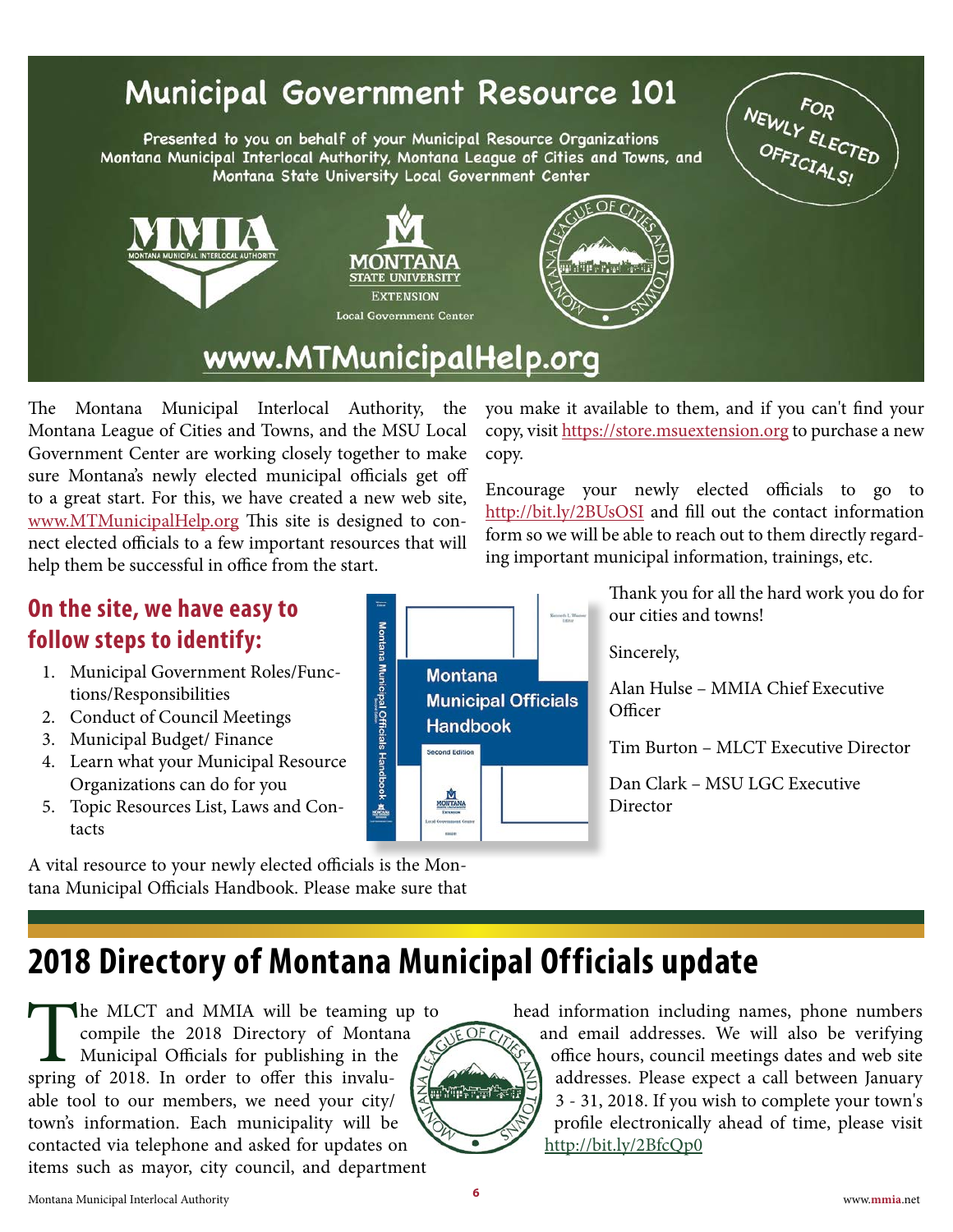# Municipal Government Resource 101

Presented to you on behalf of your Municipal Resource Organizations
Montana Municipal Interlocal Authority, Montana League of Cities and Towns, and Montana State University Local Government Center

FOR NEWLY ELECTED OFFICIALS!

www.MTMunicipalHelp.org

The Montana Municipal Interlocal Authority, the Montana League of Cities and Towns, and the MSU Local Government Center are working closely together to make sure Montana's newly elected municipal officials get off to a great start. For this, we have created a new web site, www.MTMunicipalHelp.org This site is designed to connect elected officials to a few important resources that will help them be successful in office from the start.

### On the site, we have easy to follow steps to identify:

1. Municipal Government Roles/Functions/Responsibilities
2. Conduct of Council Meetings
3. Municipal Budget/ Finance
4. Learn what your Municipal Resource Organizations can do for you
5. Topic Resources List, Laws and Contacts

A vital resource to your newly elected officials is the Montana Municipal Officials Handbook. Please make sure that you make it available to them, and if you can't find your copy, visit https://store.msuextension.org to purchase a new copy.

Encourage your newly elected officials to go to http://bit.ly/2BUsOSI and fill out the contact information form so we will be able to reach out to them directly regarding important municipal information, trainings, etc.

Thank you for all the hard work you do for our cities and towns!

Sincerely,

Alan Hulse – MMIA Chief Executive Officer

Tim Burton – MLCT Executive Director

Dan Clark – MSU LGC Executive Director

## 2018 Directory of Montana Municipal Officials update

The MLCT and MMIA will be teaming up to compile the 2018 Directory of Montana Municipal Officials for publishing in the spring of 2018. In order to offer this invaluable tool to our members, we need your city/town's information. Each municipality will be contacted via telephone and asked for updates on items such as mayor, city council, and department head information including names, phone numbers and email addresses. We will also be verifying office hours, council meetings dates and web site addresses. Please expect a call between January 3 - 31, 2018. If you wish to complete your town's profile electronically ahead of time, please visit http://bit.ly/2BfcQp0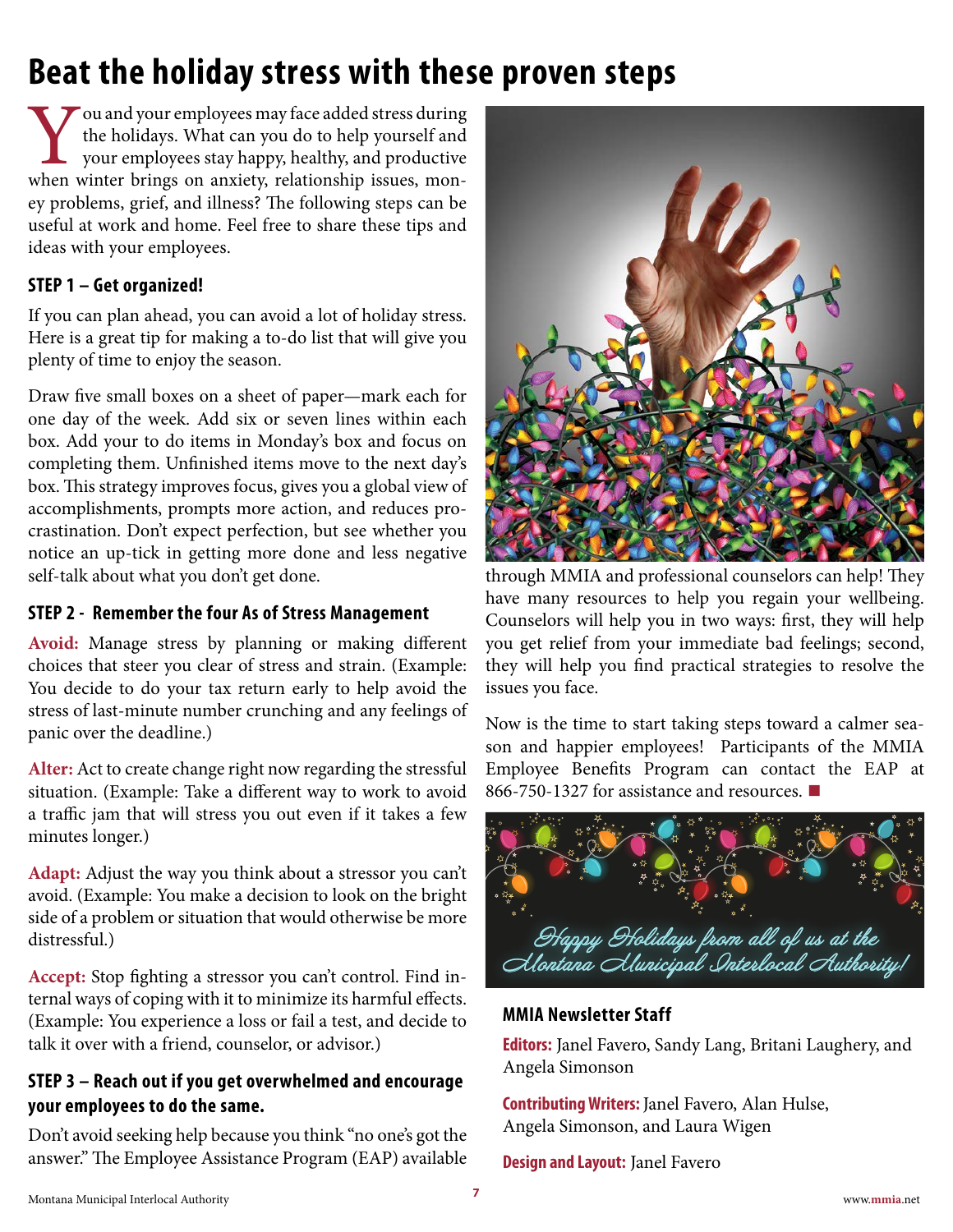# Beat the holiday stress with these proven steps

You and your employees may face added stress during the holidays. What can you do to help yourself and your employees stay happy, healthy, and productive when winter brings on anxiety, relationship issues, money problems, grief, and illness? The following steps can be useful at work and home. Feel free to share these tips and ideas with your employees.

### STEP 1 – Get organized!

If you can plan ahead, you can avoid a lot of holiday stress. Here is a great tip for making a to-do list that will give you plenty of time to enjoy the season.

Draw five small boxes on a sheet of paper—mark each for one day of the week. Add six or seven lines within each box. Add your to do items in Monday's box and focus on completing them. Unfinished items move to the next day's box. This strategy improves focus, gives you a global view of accomplishments, prompts more action, and reduces procrastination. Don't expect perfection, but see whether you notice an up-tick in getting more done and less negative self-talk about what you don't get done.

### STEP 2 - Remember the four As of Stress Management

**Avoid:** Manage stress by planning or making different choices that steer you clear of stress and strain. (Example: You decide to do your tax return early to help avoid the stress of last-minute number crunching and any feelings of panic over the deadline.)

**Alter:** Act to create change right now regarding the stressful situation. (Example: Take a different way to work to avoid a traffic jam that will stress you out even if it takes a few minutes longer.)

**Adapt:** Adjust the way you think about a stressor you can't avoid. (Example: You make a decision to look on the bright side of a problem or situation that would otherwise be more distressful.)

**Accept:** Stop fighting a stressor you can't control. Find internal ways of coping with it to minimize its harmful effects. (Example: You experience a loss or fail a test, and decide to talk it over with a friend, counselor, or advisor.)

### STEP 3 – Reach out if you get overwhelmed and encourage your employees to do the same.

Don't avoid seeking help because you think "no one's got the answer." The Employee Assistance Program (EAP) available through MMIA and professional counselors can help! They have many resources to help you regain your wellbeing. Counselors will help you in two ways: first, they will help you get relief from your immediate bad feelings; second, they will help you find practical strategies to resolve the issues you face.

Now is the time to start taking steps toward a calmer season and happier employees! Participants of the MMIA Employee Benefits Program can contact the EAP at 866-750-1327 for assistance and resources. ■

*Happy Holidays from all of us at the Montana Municipal Interlocal Authority!*

### MMIA Newsletter Staff

**Editors:** Janel Favero, Sandy Lang, Britani Laughery, and Angela Simonson

**Contributing Writers:** Janel Favero, Alan Hulse, Angela Simonson, and Laura Wigen

**Design and Layout:** Janel Favero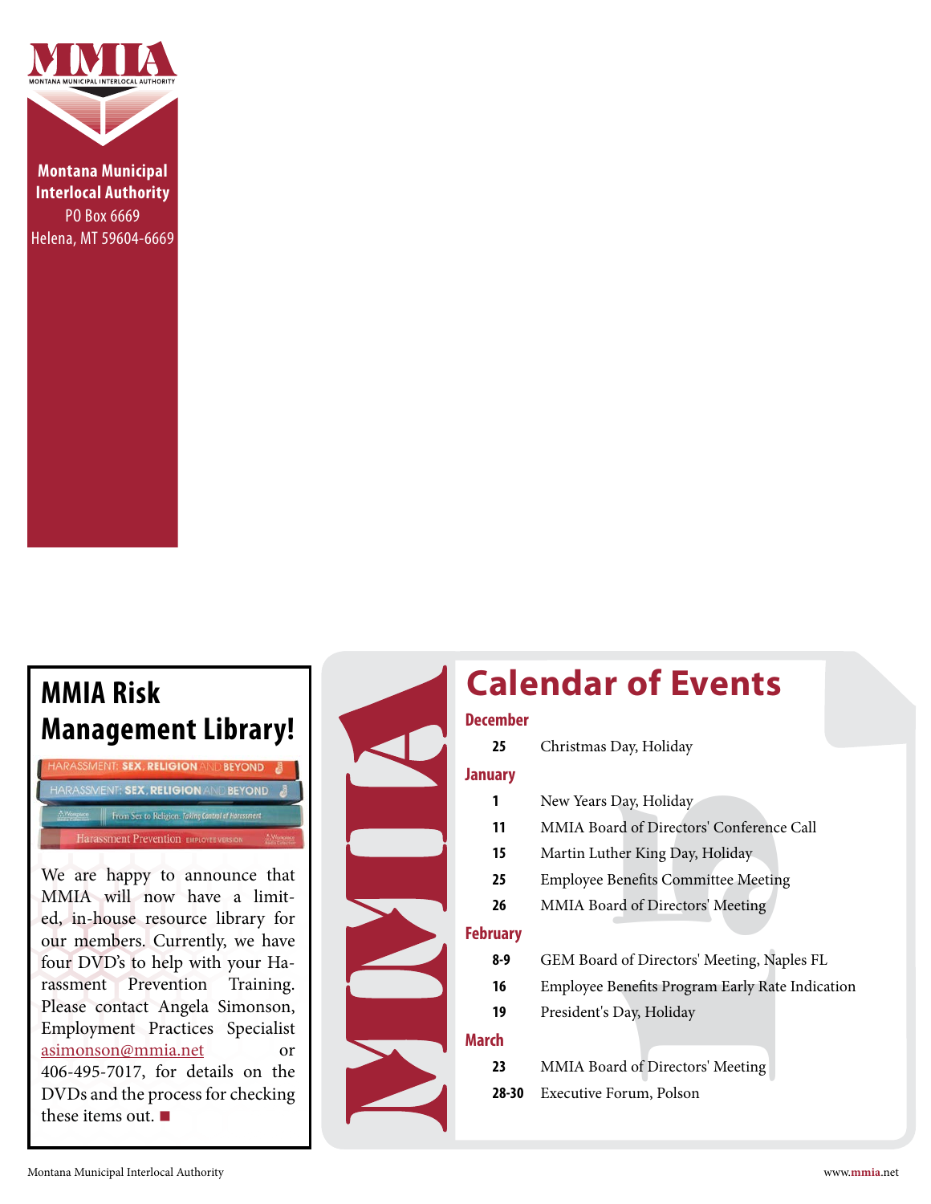**Montana Municipal Interlocal Authority**
PO Box 6669
Helena, MT 59604-6669

## MMIA Risk Management Library!

We are happy to announce that MMIA will now have a limited, in-house resource library for our members. Currently, we have four DVD's to help with your Harassment Prevention Training. Please contact Angela Simonson, Employment Practices Specialist asimonson@mmia.net or 406-495-7017, for details on the DVDs and the process for checking these items out. ■

## Calendar of Events

### December

| | |
|---|---|
| **25** | Christmas Day, Holiday |

### January

| | |
|---|---|
| **1** | New Years Day, Holiday |
| **11** | MMIA Board of Directors' Conference Call |
| **15** | Martin Luther King Day, Holiday |
| **25** | Employee Benefits Committee Meeting |
| **26** | MMIA Board of Directors' Meeting |

### February

| | |
|---|---|
| **8-9** | GEM Board of Directors' Meeting, Naples FL |
| **16** | Employee Benefits Program Early Rate Indication |
| **19** | President's Day, Holiday |

### March

| | |
|---|---|
| **23** | MMIA Board of Directors' Meeting |
| **28-30** | Executive Forum, Polson |